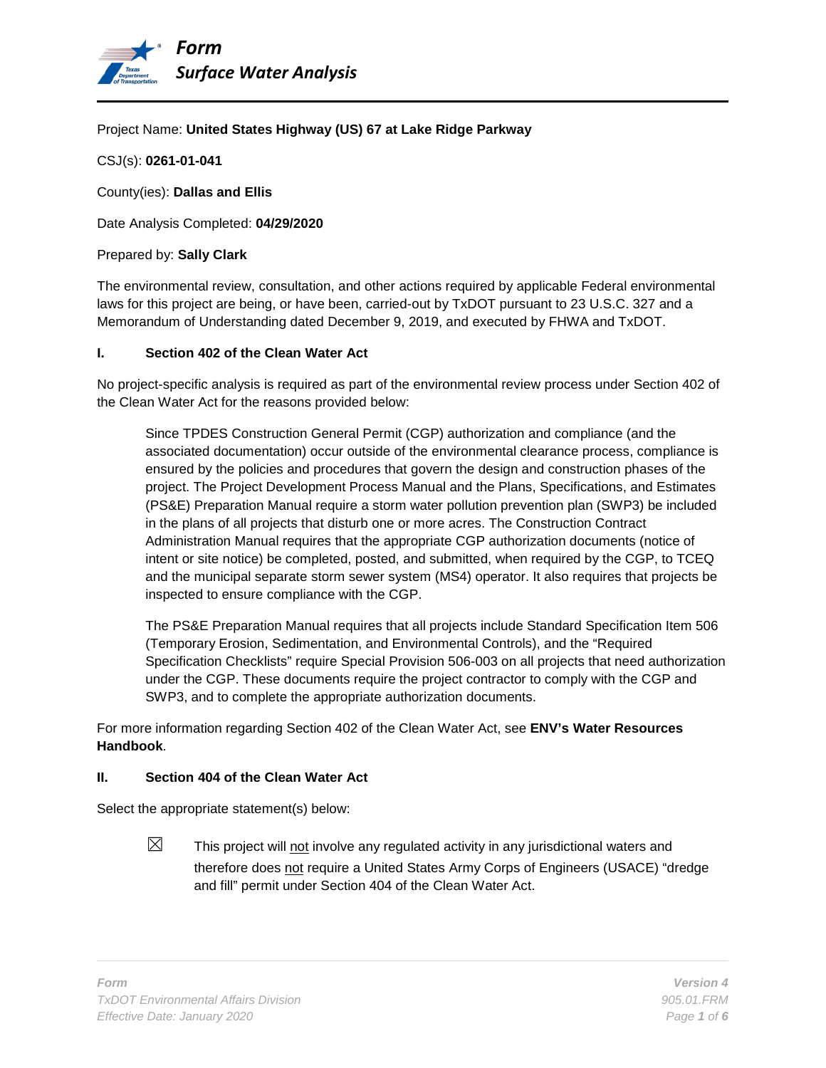# Form
## Surface Water Analysis

Project Name: **United States Highway (US) 67 at Lake Ridge Parkway**

CSJ(s): **0261-01-041**

County(ies): **Dallas and Ellis**

Date Analysis Completed: **04/29/2020**

Prepared by: **Sally Clark**

The environmental review, consultation, and other actions required by applicable Federal environmental laws for this project are being, or have been, carried-out by TxDOT pursuant to 23 U.S.C. 327 and a Memorandum of Understanding dated December 9, 2019, and executed by FHWA and TxDOT.

### I. Section 402 of the Clean Water Act

No project-specific analysis is required as part of the environmental review process under Section 402 of the Clean Water Act for the reasons provided below:

> Since TPDES Construction General Permit (CGP) authorization and compliance (and the associated documentation) occur outside of the environmental clearance process, compliance is ensured by the policies and procedures that govern the design and construction phases of the project. The Project Development Process Manual and the Plans, Specifications, and Estimates (PS&E) Preparation Manual require a storm water pollution prevention plan (SWP3) be included in the plans of all projects that disturb one or more acres. The Construction Contract Administration Manual requires that the appropriate CGP authorization documents (notice of intent or site notice) be completed, posted, and submitted, when required by the CGP, to TCEQ and the municipal separate storm sewer system (MS4) operator. It also requires that projects be inspected to ensure compliance with the CGP.
>
> The PS&E Preparation Manual requires that all projects include Standard Specification Item 506 (Temporary Erosion, Sedimentation, and Environmental Controls), and the "Required Specification Checklists" require Special Provision 506-003 on all projects that need authorization under the CGP. These documents require the project contractor to comply with the CGP and SWP3, and to complete the appropriate authorization documents.

For more information regarding Section 402 of the Clean Water Act, see **ENV's Water Resources Handbook**.

### II. Section 404 of the Clean Water Act

Select the appropriate statement(s) below:

☒ This project will <u>not</u> involve any regulated activity in any jurisdictional waters and therefore does <u>not</u> require a United States Army Corps of Engineers (USACE) "dredge and fill" permit under Section 404 of the Clean Water Act.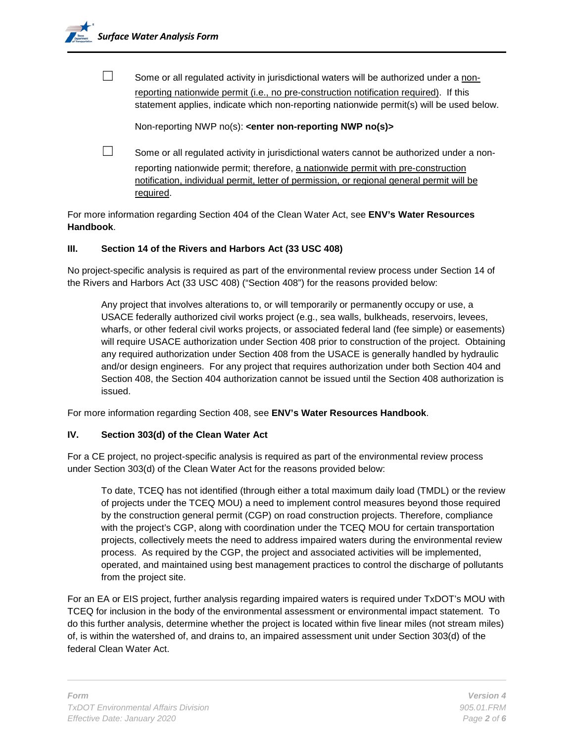☐ Some or all regulated activity in jurisdictional waters will be authorized under a non-reporting nationwide permit (i.e., no pre-construction notification required). If this statement applies, indicate which non-reporting nationwide permit(s) will be used below.

Non-reporting NWP no(s): **<enter non-reporting NWP no(s)>**

☐ Some or all regulated activity in jurisdictional waters cannot be authorized under a non-reporting nationwide permit; therefore, a nationwide permit with pre-construction notification, individual permit, letter of permission, or regional general permit will be required.

For more information regarding Section 404 of the Clean Water Act, see **ENV's Water Resources Handbook**.

### III. Section 14 of the Rivers and Harbors Act (33 USC 408)

No project-specific analysis is required as part of the environmental review process under Section 14 of the Rivers and Harbors Act (33 USC 408) ("Section 408") for the reasons provided below:

> Any project that involves alterations to, or will temporarily or permanently occupy or use, a USACE federally authorized civil works project (e.g., sea walls, bulkheads, reservoirs, levees, wharfs, or other federal civil works projects, or associated federal land (fee simple) or easements) will require USACE authorization under Section 408 prior to construction of the project. Obtaining any required authorization under Section 408 from the USACE is generally handled by hydraulic and/or design engineers. For any project that requires authorization under both Section 404 and Section 408, the Section 404 authorization cannot be issued until the Section 408 authorization is issued.

For more information regarding Section 408, see **ENV's Water Resources Handbook**.

### IV. Section 303(d) of the Clean Water Act

For a CE project, no project-specific analysis is required as part of the environmental review process under Section 303(d) of the Clean Water Act for the reasons provided below:

> To date, TCEQ has not identified (through either a total maximum daily load (TMDL) or the review of projects under the TCEQ MOU) a need to implement control measures beyond those required by the construction general permit (CGP) on road construction projects. Therefore, compliance with the project's CGP, along with coordination under the TCEQ MOU for certain transportation projects, collectively meets the need to address impaired waters during the environmental review process. As required by the CGP, the project and associated activities will be implemented, operated, and maintained using best management practices to control the discharge of pollutants from the project site.

For an EA or EIS project, further analysis regarding impaired waters is required under TxDOT's MOU with TCEQ for inclusion in the body of the environmental assessment or environmental impact statement. To do this further analysis, determine whether the project is located within five linear miles (not stream miles) of, is within the watershed of, and drains to, an impaired assessment unit under Section 303(d) of the federal Clean Water Act.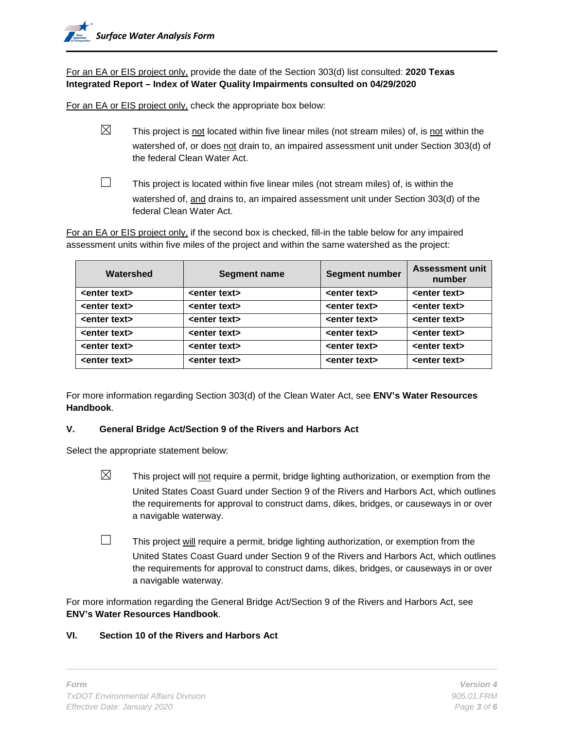For an EA or EIS project only, provide the date of the Section 303(d) list consulted: **2020 Texas Integrated Report – Index of Water Quality Impairments consulted on 04/29/2020**

For an EA or EIS project only, check the appropriate box below:

☒ This project is not located within five linear miles (not stream miles) of, is not within the watershed of, or does not drain to, an impaired assessment unit under Section 303(d) of the federal Clean Water Act.

☐ This project is located within five linear miles (not stream miles) of, is within the watershed of, and drains to, an impaired assessment unit under Section 303(d) of the federal Clean Water Act.

For an EA or EIS project only, if the second box is checked, fill-in the table below for any impaired assessment units within five miles of the project and within the same watershed as the project:

| Watershed | Segment name | Segment number | Assessment unit number |
|---|---|---|---|
| **<enter text>** | **<enter text>** | **<enter text>** | **<enter text>** |
| **<enter text>** | **<enter text>** | **<enter text>** | **<enter text>** |
| **<enter text>** | **<enter text>** | **<enter text>** | **<enter text>** |
| **<enter text>** | **<enter text>** | **<enter text>** | **<enter text>** |
| **<enter text>** | **<enter text>** | **<enter text>** | **<enter text>** |
| **<enter text>** | **<enter text>** | **<enter text>** | **<enter text>** |

For more information regarding Section 303(d) of the Clean Water Act, see **ENV's Water Resources Handbook**.

## V. General Bridge Act/Section 9 of the Rivers and Harbors Act

Select the appropriate statement below:

☒ This project will not require a permit, bridge lighting authorization, or exemption from the United States Coast Guard under Section 9 of the Rivers and Harbors Act, which outlines the requirements for approval to construct dams, dikes, bridges, or causeways in or over a navigable waterway.

☐ This project will require a permit, bridge lighting authorization, or exemption from the United States Coast Guard under Section 9 of the Rivers and Harbors Act, which outlines the requirements for approval to construct dams, dikes, bridges, or causeways in or over a navigable waterway.

For more information regarding the General Bridge Act/Section 9 of the Rivers and Harbors Act, see **ENV's Water Resources Handbook**.

## VI. Section 10 of the Rivers and Harbors Act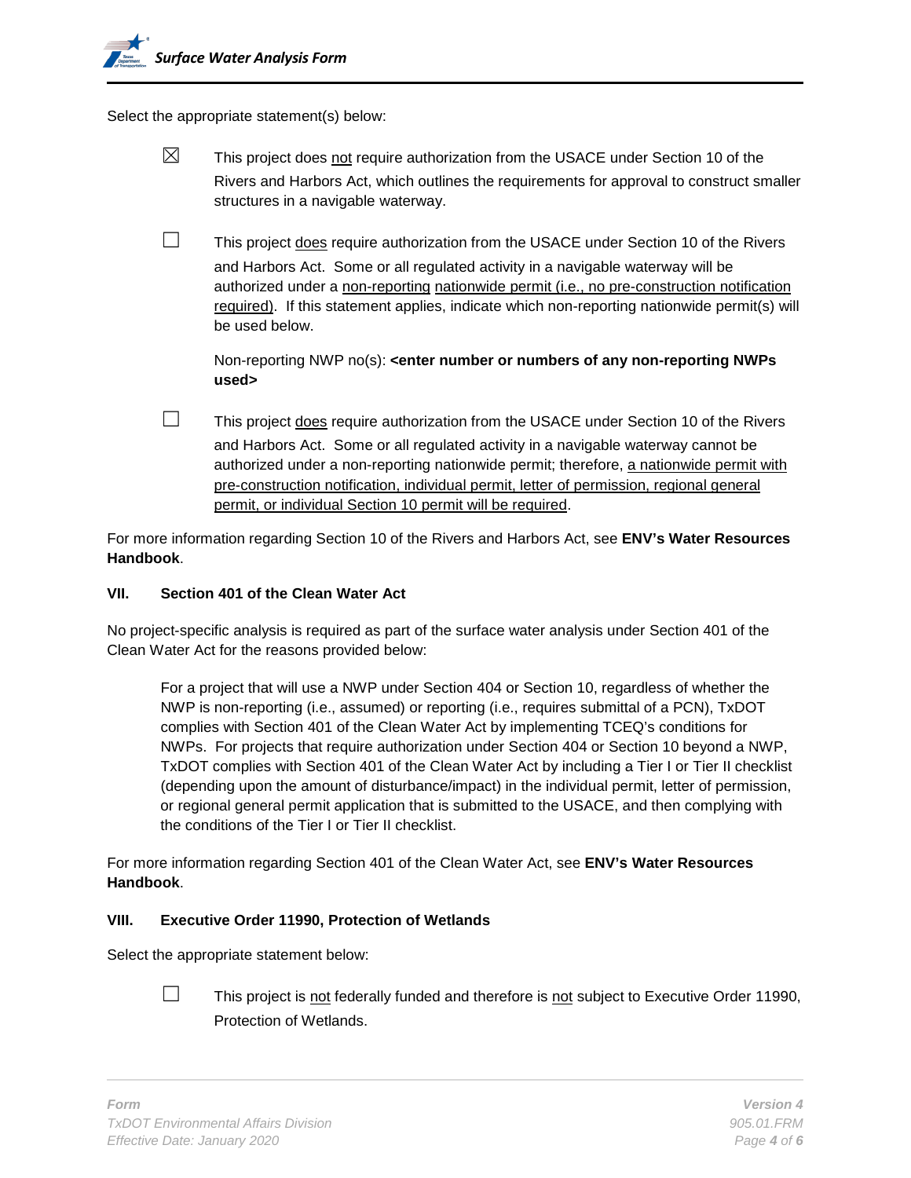Select the appropriate statement(s) below:

- ☒ This project does not require authorization from the USACE under Section 10 of the Rivers and Harbors Act, which outlines the requirements for approval to construct smaller structures in a navigable waterway.

- ☐ This project does require authorization from the USACE under Section 10 of the Rivers and Harbors Act. Some or all regulated activity in a navigable waterway will be authorized under a non-reporting nationwide permit (i.e., no pre-construction notification required). If this statement applies, indicate which non-reporting nationwide permit(s) will be used below.

  Non-reporting NWP no(s): **<enter number or numbers of any non-reporting NWPs used>**

- ☐ This project does require authorization from the USACE under Section 10 of the Rivers and Harbors Act. Some or all regulated activity in a navigable waterway cannot be authorized under a non-reporting nationwide permit; therefore, a nationwide permit with pre-construction notification, individual permit, letter of permission, regional general permit, or individual Section 10 permit will be required.

For more information regarding Section 10 of the Rivers and Harbors Act, see **ENV's Water Resources Handbook**.

## VII. Section 401 of the Clean Water Act

No project-specific analysis is required as part of the surface water analysis under Section 401 of the Clean Water Act for the reasons provided below:

> For a project that will use a NWP under Section 404 or Section 10, regardless of whether the NWP is non-reporting (i.e., assumed) or reporting (i.e., requires submittal of a PCN), TxDOT complies with Section 401 of the Clean Water Act by implementing TCEQ's conditions for NWPs. For projects that require authorization under Section 404 or Section 10 beyond a NWP, TxDOT complies with Section 401 of the Clean Water Act by including a Tier I or Tier II checklist (depending upon the amount of disturbance/impact) in the individual permit, letter of permission, or regional general permit application that is submitted to the USACE, and then complying with the conditions of the Tier I or Tier II checklist.

For more information regarding Section 401 of the Clean Water Act, see **ENV's Water Resources Handbook**.

## VIII. Executive Order 11990, Protection of Wetlands

Select the appropriate statement below:

- ☐ This project is not federally funded and therefore is not subject to Executive Order 11990, Protection of Wetlands.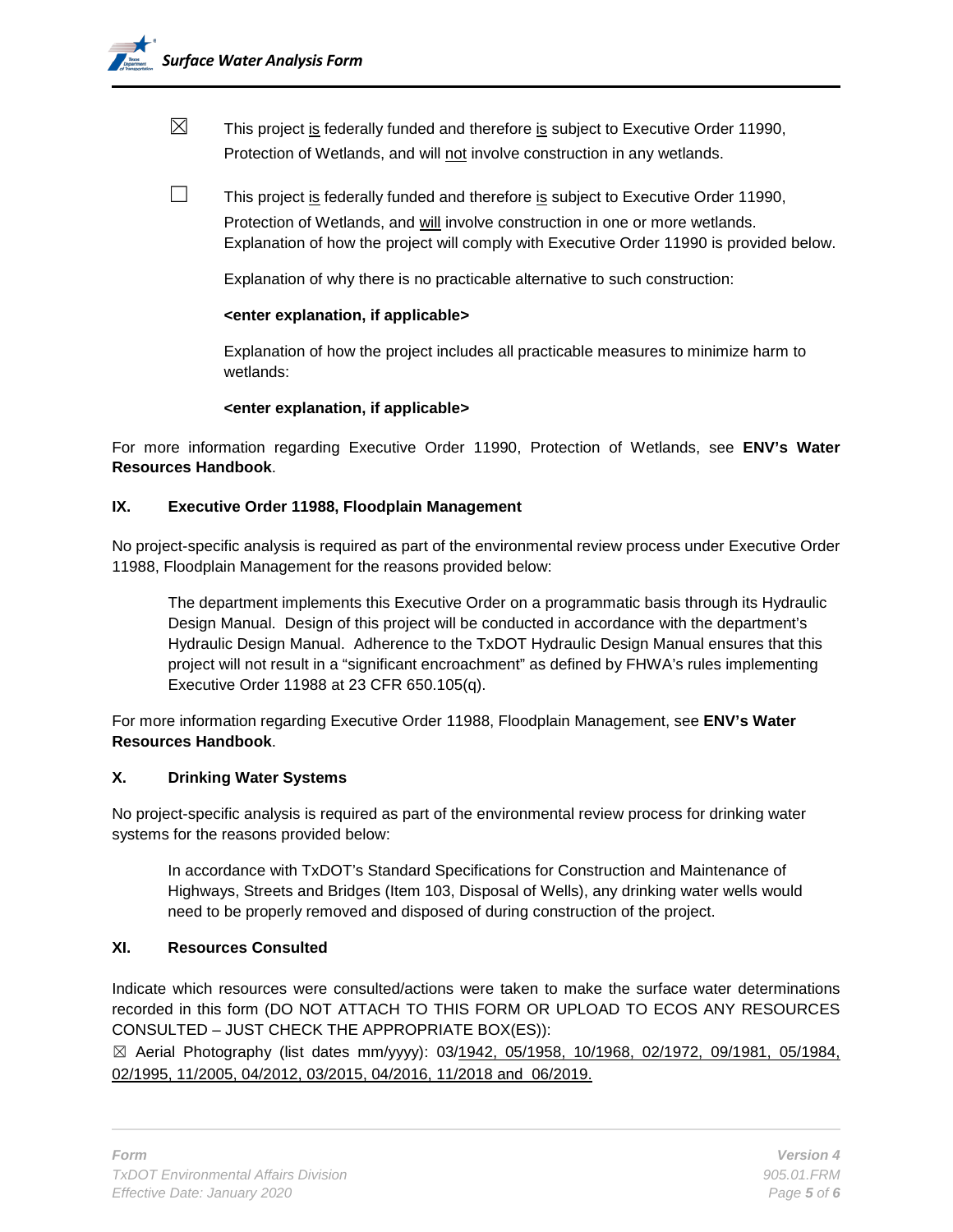☒ This project <u>is</u> federally funded and therefore <u>is</u> subject to Executive Order 11990, Protection of Wetlands, and will <u>not</u> involve construction in any wetlands.

☐ This project <u>is</u> federally funded and therefore <u>is</u> subject to Executive Order 11990, Protection of Wetlands, and <u>will</u> involve construction in one or more wetlands. Explanation of how the project will comply with Executive Order 11990 is provided below.

Explanation of why there is no practicable alternative to such construction:

**<enter explanation, if applicable>**

Explanation of how the project includes all practicable measures to minimize harm to wetlands:

**<enter explanation, if applicable>**

For more information regarding Executive Order 11990, Protection of Wetlands, see **ENV's Water Resources Handbook**.

## IX. Executive Order 11988, Floodplain Management

No project-specific analysis is required as part of the environmental review process under Executive Order 11988, Floodplain Management for the reasons provided below:

> The department implements this Executive Order on a programmatic basis through its Hydraulic Design Manual. Design of this project will be conducted in accordance with the department's Hydraulic Design Manual. Adherence to the TxDOT Hydraulic Design Manual ensures that this project will not result in a "significant encroachment" as defined by FHWA's rules implementing Executive Order 11988 at 23 CFR 650.105(q).

For more information regarding Executive Order 11988, Floodplain Management, see **ENV's Water Resources Handbook**.

## X. Drinking Water Systems

No project-specific analysis is required as part of the environmental review process for drinking water systems for the reasons provided below:

> In accordance with TxDOT's Standard Specifications for Construction and Maintenance of Highways, Streets and Bridges (Item 103, Disposal of Wells), any drinking water wells would need to be properly removed and disposed of during construction of the project.

## XI. Resources Consulted

Indicate which resources were consulted/actions were taken to make the surface water determinations recorded in this form (DO NOT ATTACH TO THIS FORM OR UPLOAD TO ECOS ANY RESOURCES CONSULTED – JUST CHECK THE APPROPRIATE BOX(ES)):

☒ Aerial Photography (list dates mm/yyyy): 03/<u>1942, 05/1958, 10/1968, 02/1972, 09/1981, 05/1984, 02/1995, 11/2005, 04/2012, 03/2015, 04/2016, 11/2018 and 06/2019.</u>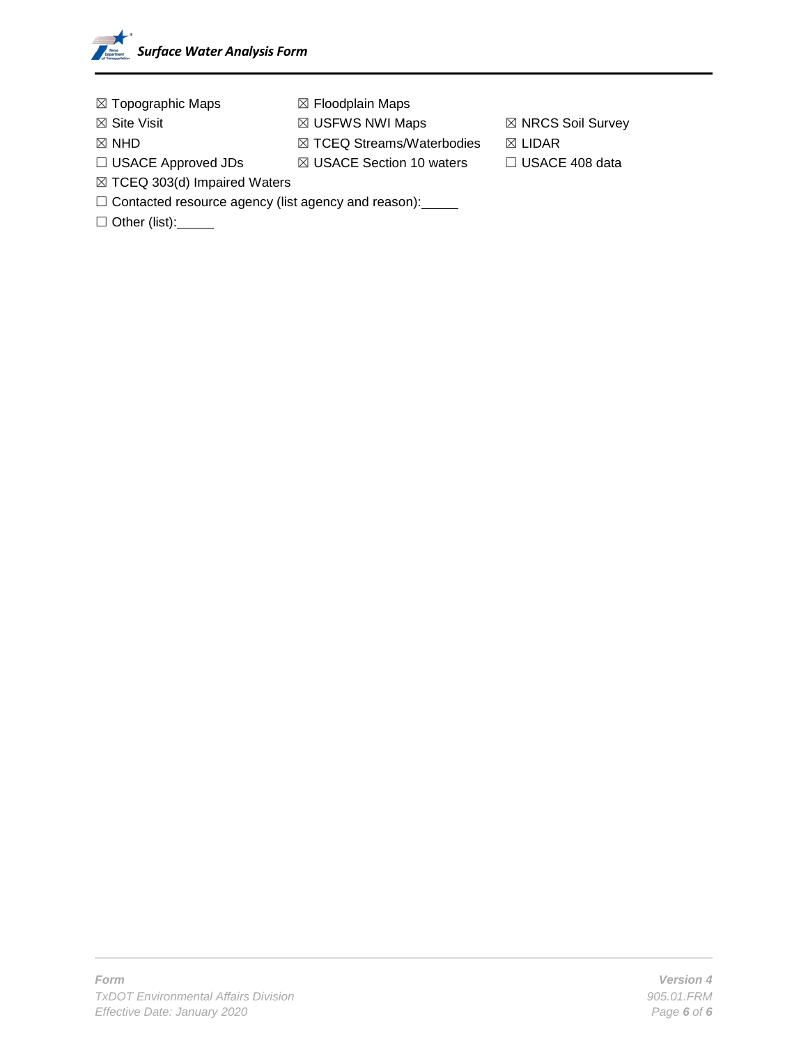☒ Topographic Maps ☒ Floodplain Maps

☒ Site Visit ☒ USFWS NWI Maps ☒ NRCS Soil Survey

☒ NHD ☒ TCEQ Streams/Waterbodies ☒ LIDAR

☐ USACE Approved JDs ☒ USACE Section 10 waters ☐ USACE 408 data

☒ TCEQ 303(d) Impaired Waters

☐ Contacted resource agency (list agency and reason): _____

☐ Other (list): _____